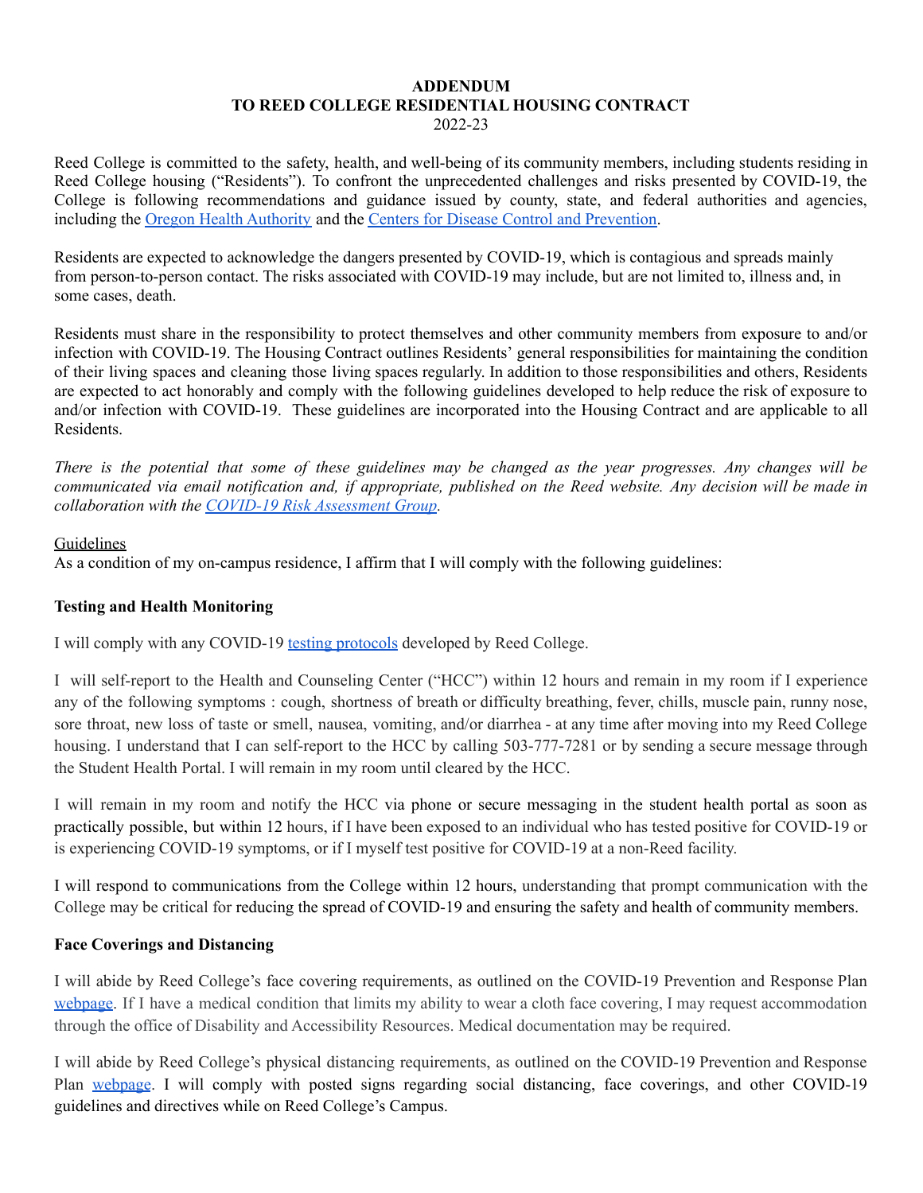**ADDENDUM**
**TO REED COLLEGE RESIDENTIAL HOUSING CONTRACT**
2022-23

Reed College is committed to the safety, health, and well-being of its community members, including students residing in Reed College housing ("Residents"). To confront the unprecedented challenges and risks presented by COVID-19, the College is following recommendations and guidance issued by county, state, and federal authorities and agencies, including the [Oregon Health Authority]() and the [Centers for Disease Control and Prevention]().

Residents are expected to acknowledge the dangers presented by COVID-19, which is contagious and spreads mainly from person-to-person contact. The risks associated with COVID-19 may include, but are not limited to, illness and, in some cases, death.

Residents must share in the responsibility to protect themselves and other community members from exposure to and/or infection with COVID-19. The Housing Contract outlines Residents' general responsibilities for maintaining the condition of their living spaces and cleaning those living spaces regularly. In addition to those responsibilities and others, Residents are expected to act honorably and comply with the following guidelines developed to help reduce the risk of exposure to and/or infection with COVID-19. These guidelines are incorporated into the Housing Contract and are applicable to all Residents.

*There is the potential that some of these guidelines may be changed as the year progresses. Any changes will be communicated via email notification and, if appropriate, published on the Reed website. Any decision will be made in collaboration with the [COVID-19 Risk Assessment Group]().*

Guidelines

As a condition of my on-campus residence, I affirm that I will comply with the following guidelines:

**Testing and Health Monitoring**

I will comply with any COVID-19 [testing protocols]() developed by Reed College.

I will self-report to the Health and Counseling Center ("HCC") within 12 hours and remain in my room if I experience any of the following symptoms : cough, shortness of breath or difficulty breathing, fever, chills, muscle pain, runny nose, sore throat, new loss of taste or smell, nausea, vomiting, and/or diarrhea - at any time after moving into my Reed College housing. I understand that I can self-report to the HCC by calling 503-777-7281 or by sending a secure message through the Student Health Portal. I will remain in my room until cleared by the HCC.

I will remain in my room and notify the HCC via phone or secure messaging in the student health portal as soon as practically possible, but within 12 hours, if I have been exposed to an individual who has tested positive for COVID-19 or is experiencing COVID-19 symptoms, or if I myself test positive for COVID-19 at a non-Reed facility.

I will respond to communications from the College within 12 hours, understanding that prompt communication with the College may be critical for reducing the spread of COVID-19 and ensuring the safety and health of community members.

**Face Coverings and Distancing**

I will abide by Reed College's face covering requirements, as outlined on the COVID-19 Prevention and Response Plan [webpage](). If I have a medical condition that limits my ability to wear a cloth face covering, I may request accommodation through the office of Disability and Accessibility Resources. Medical documentation may be required.

I will abide by Reed College's physical distancing requirements, as outlined on the COVID-19 Prevention and Response Plan [webpage](). I will comply with posted signs regarding social distancing, face coverings, and other COVID-19 guidelines and directives while on Reed College's Campus.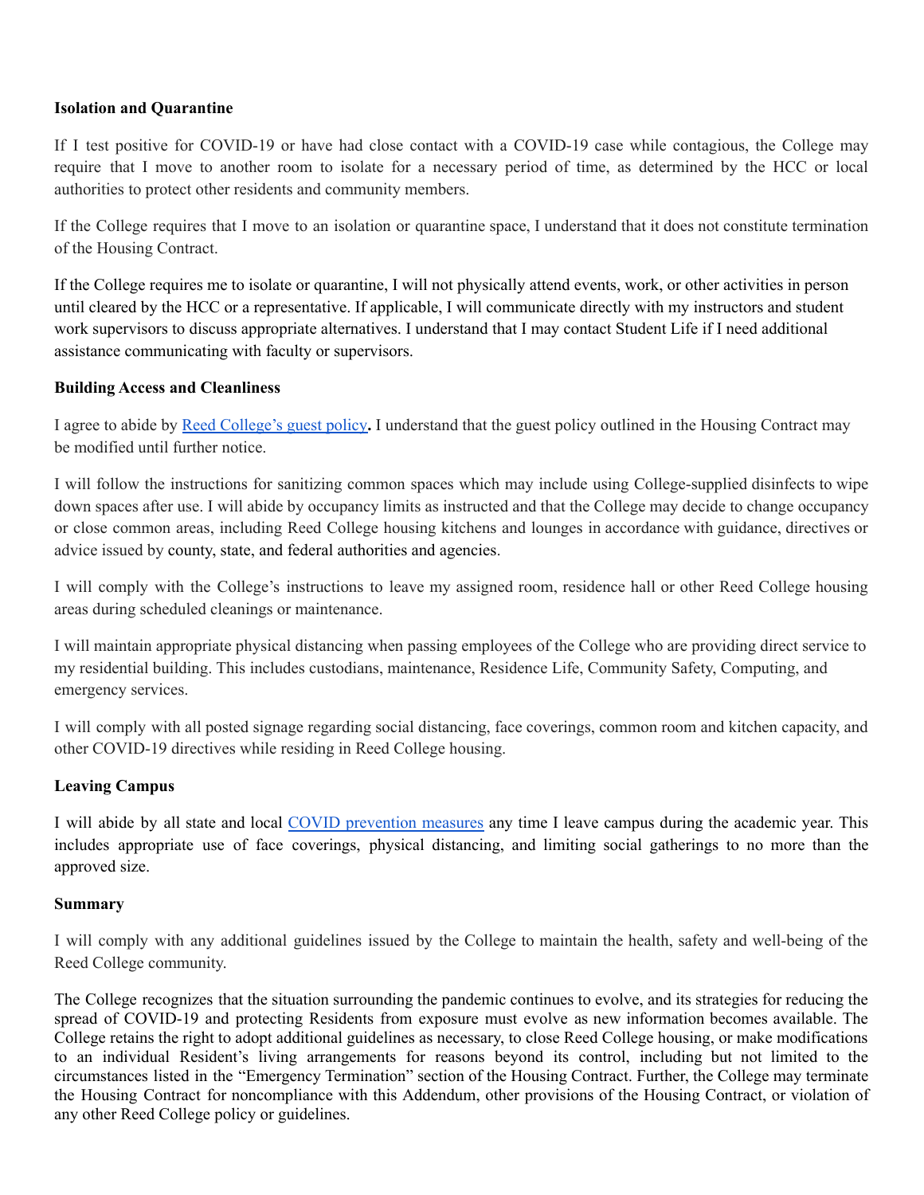**Isolation and Quarantine**

If I test positive for COVID-19 or have had close contact with a COVID-19 case while contagious, the College may require that I move to another room to isolate for a necessary period of time, as determined by the HCC or local authorities to protect other residents and community members.

If the College requires that I move to an isolation or quarantine space, I understand that it does not constitute termination of the Housing Contract.

If the College requires me to isolate or quarantine, I will not physically attend events, work, or other activities in person until cleared by the HCC or a representative. If applicable, I will communicate directly with my instructors and student work supervisors to discuss appropriate alternatives. I understand that I may contact Student Life if I need additional assistance communicating with faculty or supervisors.

**Building Access and Cleanliness**

I agree to abide by Reed College's guest policy**.** I understand that the guest policy outlined in the Housing Contract may be modified until further notice.

I will follow the instructions for sanitizing common spaces which may include using College-supplied disinfects to wipe down spaces after use. I will abide by occupancy limits as instructed and that the College may decide to change occupancy or close common areas, including Reed College housing kitchens and lounges in accordance with guidance, directives or advice issued by county, state, and federal authorities and agencies.

I will comply with the College's instructions to leave my assigned room, residence hall or other Reed College housing areas during scheduled cleanings or maintenance.

I will maintain appropriate physical distancing when passing employees of the College who are providing direct service to my residential building. This includes custodians, maintenance, Residence Life, Community Safety, Computing, and emergency services.

I will comply with all posted signage regarding social distancing, face coverings, common room and kitchen capacity, and other COVID-19 directives while residing in Reed College housing.

**Leaving Campus**

I will abide by all state and local COVID prevention measures any time I leave campus during the academic year. This includes appropriate use of face coverings, physical distancing, and limiting social gatherings to no more than the approved size.

**Summary**

I will comply with any additional guidelines issued by the College to maintain the health, safety and well-being of the Reed College community.

The College recognizes that the situation surrounding the pandemic continues to evolve, and its strategies for reducing the spread of COVID-19 and protecting Residents from exposure must evolve as new information becomes available. The College retains the right to adopt additional guidelines as necessary, to close Reed College housing, or make modifications to an individual Resident's living arrangements for reasons beyond its control, including but not limited to the circumstances listed in the "Emergency Termination" section of the Housing Contract. Further, the College may terminate the Housing Contract for noncompliance with this Addendum, other provisions of the Housing Contract, or violation of any other Reed College policy or guidelines.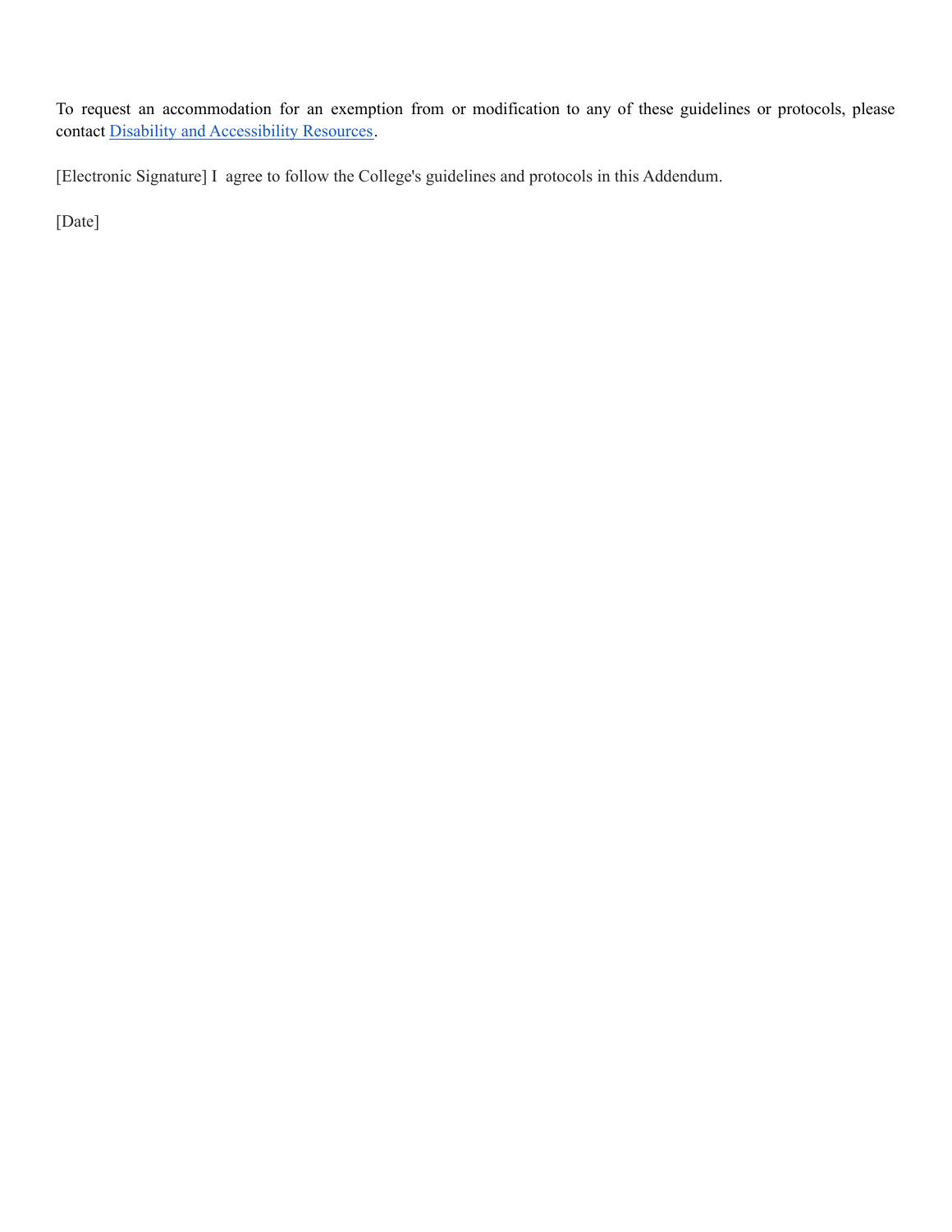To request an accommodation for an exemption from or modification to any of these guidelines or protocols, please contact Disability and Accessibility Resources.

[Electronic Signature] I agree to follow the College's guidelines and protocols in this Addendum.

[Date]